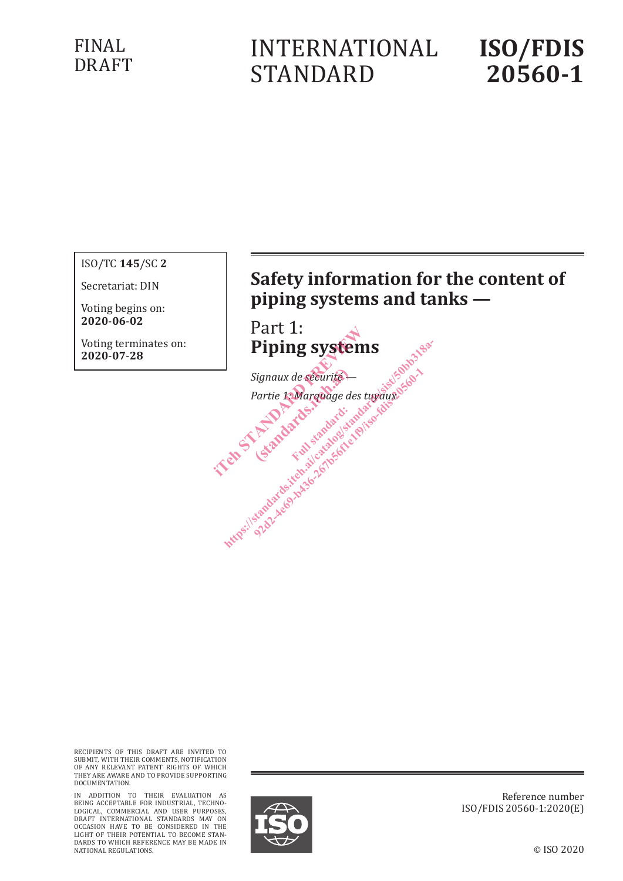FINAL DRAFT

INTERNATIONAL STANDARD

**ISO/FDIS 20560-1**

ISO/TC **145**/SC **2**

Secretariat: DIN

Voting begins on:
**2020-06-02**

Voting terminates on:
**2020-07-28**

# Safety information for the content of piping systems and tanks —

## Part 1: Piping systems

*Signaux de sécurité —*

*Partie 1: Marquage des tuyaux*

RECIPIENTS OF THIS DRAFT ARE INVITED TO SUBMIT, WITH THEIR COMMENTS, NOTIFICATION OF ANY RELEVANT PATENT RIGHTS OF WHICH THEY ARE AWARE AND TO PROVIDE SUPPORTING DOCUMENTATION.

IN ADDITION TO THEIR EVALUATION AS BEING ACCEPTABLE FOR INDUSTRIAL, TECHNOLOGICAL, COMMERCIAL AND USER PURPOSES, DRAFT INTERNATIONAL STANDARDS MAY ON OCCASION HAVE TO BE CONSIDERED IN THE LIGHT OF THEIR POTENTIAL TO BECOME STANDARDS TO WHICH REFERENCE MAY BE MADE IN NATIONAL REGULATIONS.

Reference number
ISO/FDIS 20560-1:2020(E)

© ISO 2020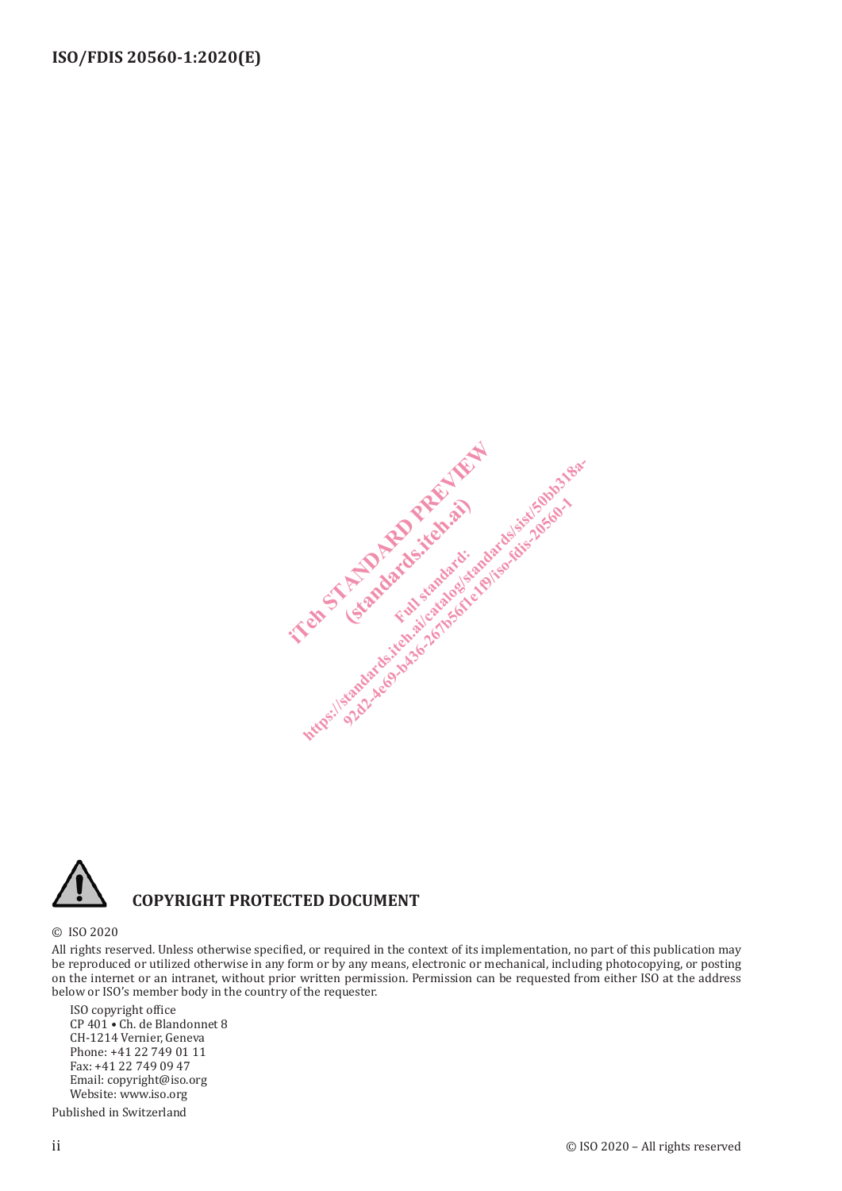## COPYRIGHT PROTECTED DOCUMENT

© ISO 2020

All rights reserved. Unless otherwise specified, or required in the context of its implementation, no part of this publication may be reproduced or utilized otherwise in any form or by any means, electronic or mechanical, including photocopying, or posting on the internet or an intranet, without prior written permission. Permission can be requested from either ISO at the address below or ISO's member body in the country of the requester.

ISO copyright office
CP 401 • Ch. de Blandonnet 8
CH-1214 Vernier, Geneva
Phone: +41 22 749 01 11
Fax: +41 22 749 09 47
Email: copyright@iso.org
Website: www.iso.org

Published in Switzerland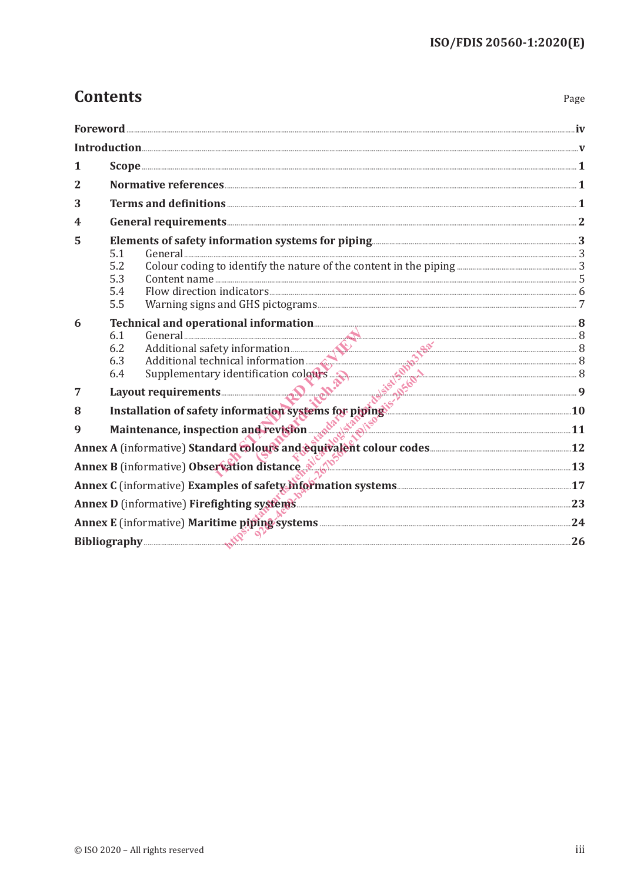# Contents

Page

**Foreword** ... iv

**Introduction** ... v

**1 Scope** ... 1

**2 Normative references** ... 1

**3 Terms and definitions** ... 1

**4 General requirements** ... 2

**5 Elements of safety information systems for piping** ... 3
- 5.1 General ... 3
- 5.2 Colour coding to identify the nature of the content in the piping ... 3
- 5.3 Content name ... 5
- 5.4 Flow direction indicators ... 6
- 5.5 Warning signs and GHS pictograms ... 7

**6 Technical and operational information** ... 8
- 6.1 General ... 8
- 6.2 Additional safety information ... 8
- 6.3 Additional technical information ... 8
- 6.4 Supplementary identification colours ... 8

**7 Layout requirements** ... 9

**8 Installation of safety information systems for piping** ... 10

**9 Maintenance, inspection and revision** ... 11

**Annex A** (informative) **Standard colours and equivalent colour codes** ... 12

**Annex B** (informative) **Observation distance** ... 13

**Annex C** (informative) **Examples of safety information systems** ... 17

**Annex D** (informative) **Firefighting systems** ... 23

**Annex E** (informative) **Maritime piping systems** ... 24

**Bibliography** ... 26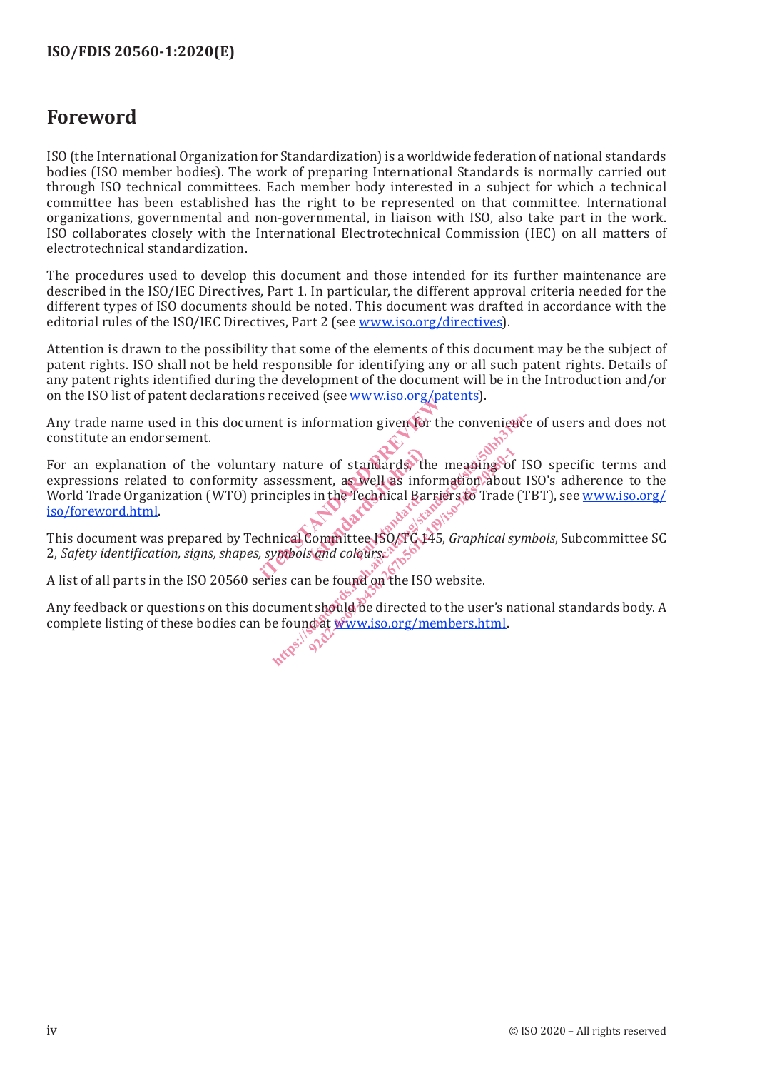# Foreword

ISO (the International Organization for Standardization) is a worldwide federation of national standards bodies (ISO member bodies). The work of preparing International Standards is normally carried out through ISO technical committees. Each member body interested in a subject for which a technical committee has been established has the right to be represented on that committee. International organizations, governmental and non-governmental, in liaison with ISO, also take part in the work. ISO collaborates closely with the International Electrotechnical Commission (IEC) on all matters of electrotechnical standardization.

The procedures used to develop this document and those intended for its further maintenance are described in the ISO/IEC Directives, Part 1. In particular, the different approval criteria needed for the different types of ISO documents should be noted. This document was drafted in accordance with the editorial rules of the ISO/IEC Directives, Part 2 (see www.iso.org/directives).

Attention is drawn to the possibility that some of the elements of this document may be the subject of patent rights. ISO shall not be held responsible for identifying any or all such patent rights. Details of any patent rights identified during the development of the document will be in the Introduction and/or on the ISO list of patent declarations received (see www.iso.org/patents).

Any trade name used in this document is information given for the convenience of users and does not constitute an endorsement.

For an explanation of the voluntary nature of standards, the meaning of ISO specific terms and expressions related to conformity assessment, as well as information about ISO's adherence to the World Trade Organization (WTO) principles in the Technical Barriers to Trade (TBT), see www.iso.org/iso/foreword.html.

This document was prepared by Technical Committee ISO/TC 145, *Graphical symbols*, Subcommittee SC 2, *Safety identification, signs, shapes, symbols and colours*.

A list of all parts in the ISO 20560 series can be found on the ISO website.

Any feedback or questions on this document should be directed to the user's national standards body. A complete listing of these bodies can be found at www.iso.org/members.html.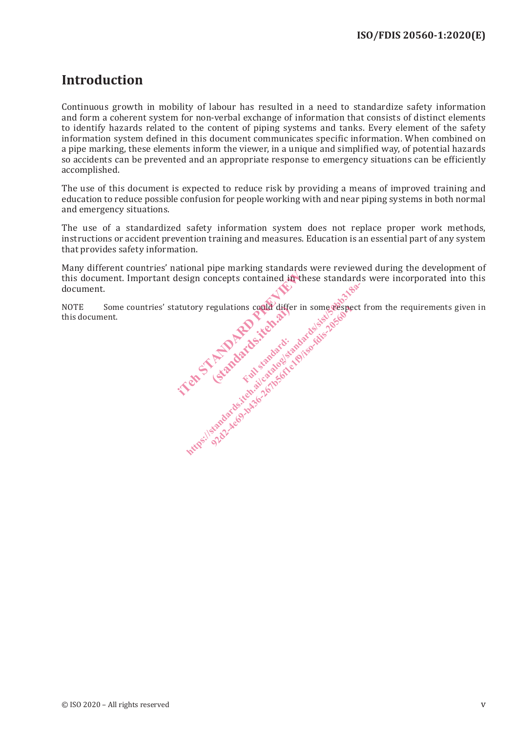# Introduction

Continuous growth in mobility of labour has resulted in a need to standardize safety information and form a coherent system for non-verbal exchange of information that consists of distinct elements to identify hazards related to the content of piping systems and tanks. Every element of the safety information system defined in this document communicates specific information. When combined on a pipe marking, these elements inform the viewer, in a unique and simplified way, of potential hazards so accidents can be prevented and an appropriate response to emergency situations can be efficiently accomplished.

The use of this document is expected to reduce risk by providing a means of improved training and education to reduce possible confusion for people working with and near piping systems in both normal and emergency situations.

The use of a standardized safety information system does not replace proper work methods, instructions or accident prevention training and measures. Education is an essential part of any system that provides safety information.

Many different countries' national pipe marking standards were reviewed during the development of this document. Important design concepts contained in these standards were incorporated into this document.

NOTE Some countries' statutory regulations could differ in some respect from the requirements given in this document.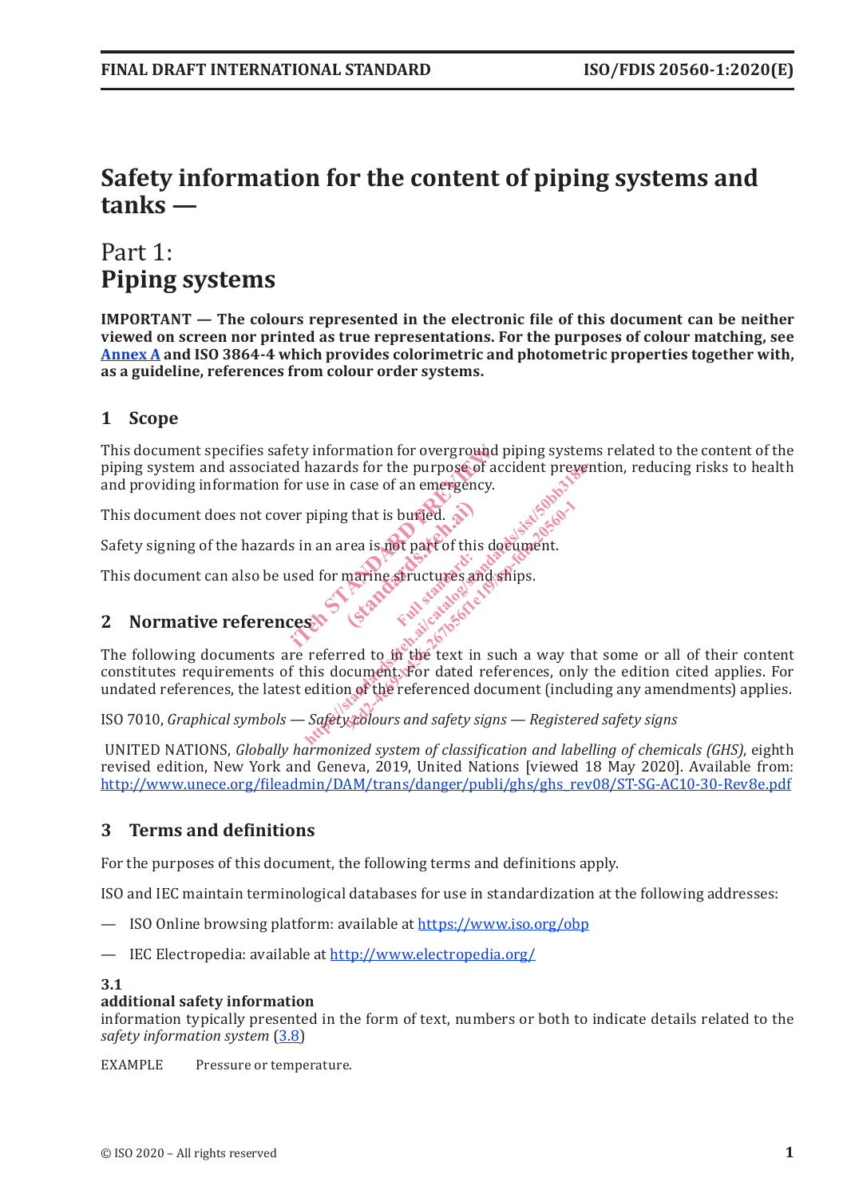# Safety information for the content of piping systems and tanks —

## Part 1: Piping systems

**IMPORTANT — The colours represented in the electronic file of this document can be neither viewed on screen nor printed as true representations. For the purposes of colour matching, see Annex A and ISO 3864-4 which provides colorimetric and photometric properties together with, as a guideline, references from colour order systems.**

## 1 Scope

This document specifies safety information for overground piping systems related to the content of the piping system and associated hazards for the purpose of accident prevention, reducing risks to health and providing information for use in case of an emergency.

This document does not cover piping that is buried.

Safety signing of the hazards in an area is not part of this document.

This document can also be used for marine structures and ships.

## 2 Normative references

The following documents are referred to in the text in such a way that some or all of their content constitutes requirements of this document. For dated references, only the edition cited applies. For undated references, the latest edition of the referenced document (including any amendments) applies.

ISO 7010, *Graphical symbols — Safety colours and safety signs — Registered safety signs*

UNITED NATIONS, *Globally harmonized system of classification and labelling of chemicals (GHS)*, eighth revised edition, New York and Geneva, 2019, United Nations [viewed 18 May 2020]. Available from: http://www.unece.org/fileadmin/DAM/trans/danger/publi/ghs/ghs_rev08/ST-SG-AC10-30-Rev8e.pdf

## 3 Terms and definitions

For the purposes of this document, the following terms and definitions apply.

ISO and IEC maintain terminological databases for use in standardization at the following addresses:

— ISO Online browsing platform: available at https://www.iso.org/obp

— IEC Electropedia: available at http://www.electropedia.org/

**3.1**
**additional safety information**
information typically presented in the form of text, numbers or both to indicate details related to the *safety information system* (3.8)

EXAMPLE Pressure or temperature.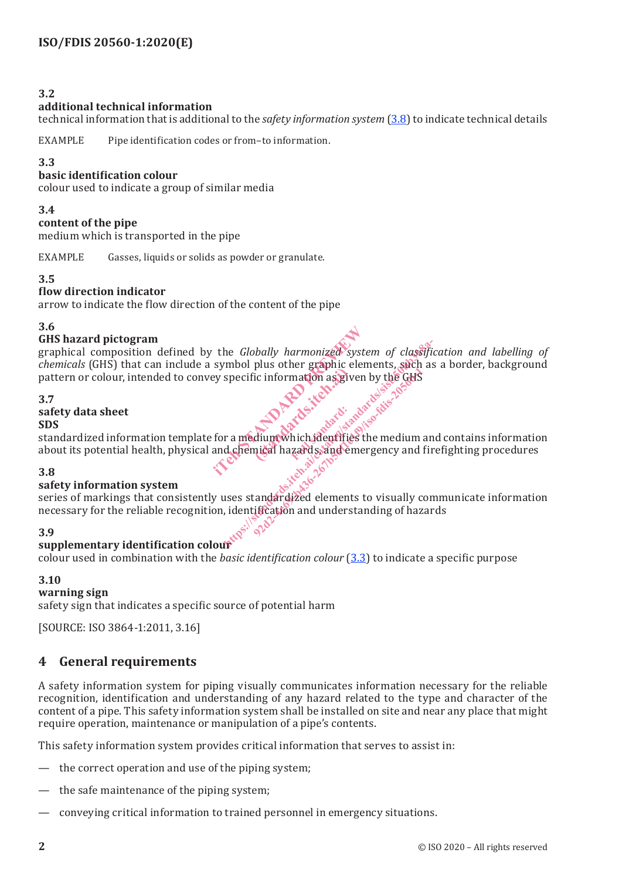**3.2**
**additional technical information**
technical information that is additional to the *safety information system* (3.8) to indicate technical details

EXAMPLE Pipe identification codes or from–to information.

**3.3**
**basic identification colour**
colour used to indicate a group of similar media

**3.4**
**content of the pipe**
medium which is transported in the pipe

EXAMPLE Gasses, liquids or solids as powder or granulate.

**3.5**
**flow direction indicator**
arrow to indicate the flow direction of the content of the pipe

**3.6**
**GHS hazard pictogram**
graphical composition defined by the *Globally harmonized system of classification and labelling of chemicals* (GHS) that can include a symbol plus other graphic elements, such as a border, background pattern or colour, intended to convey specific information as given by the GHS

**3.7**
**safety data sheet**
**SDS**
standardized information template for a medium which identifies the medium and contains information about its potential health, physical and chemical hazards, and emergency and firefighting procedures

**3.8**
**safety information system**
series of markings that consistently uses standardized elements to visually communicate information necessary for the reliable recognition, identification and understanding of hazards

**3.9**
**supplementary identification colour**
colour used in combination with the *basic identification colour* (3.3) to indicate a specific purpose

**3.10**
**warning sign**
safety sign that indicates a specific source of potential harm

[SOURCE: ISO 3864-1:2011, 3.16]

## 4 General requirements

A safety information system for piping visually communicates information necessary for the reliable recognition, identification and understanding of any hazard related to the type and character of the content of a pipe. This safety information system shall be installed on site and near any place that might require operation, maintenance or manipulation of a pipe's contents.

This safety information system provides critical information that serves to assist in:

— the correct operation and use of the piping system;

— the safe maintenance of the piping system;

— conveying critical information to trained personnel in emergency situations.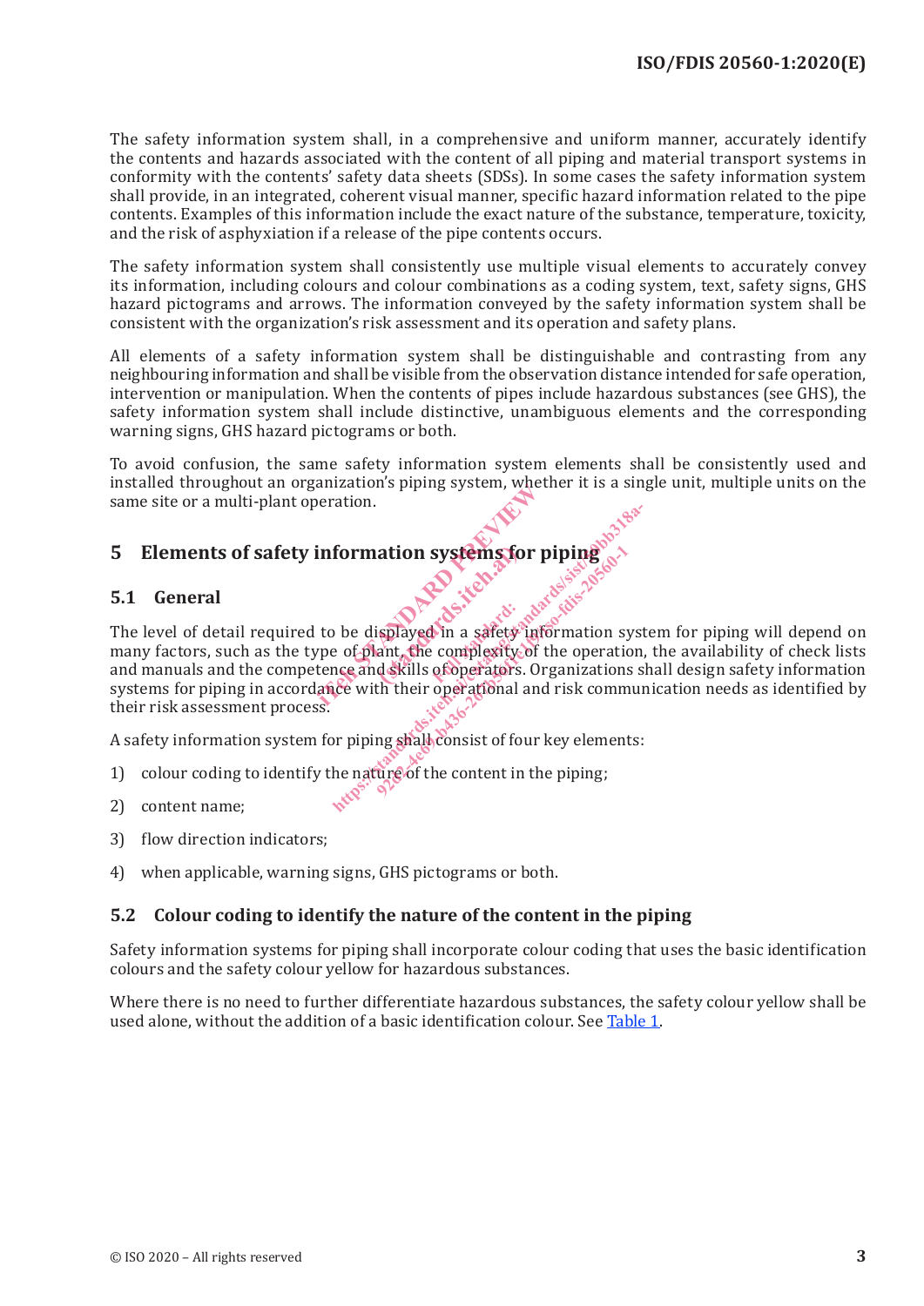The safety information system shall, in a comprehensive and uniform manner, accurately identify the contents and hazards associated with the content of all piping and material transport systems in conformity with the contents' safety data sheets (SDSs). In some cases the safety information system shall provide, in an integrated, coherent visual manner, specific hazard information related to the pipe contents. Examples of this information include the exact nature of the substance, temperature, toxicity, and the risk of asphyxiation if a release of the pipe contents occurs.

The safety information system shall consistently use multiple visual elements to accurately convey its information, including colours and colour combinations as a coding system, text, safety signs, GHS hazard pictograms and arrows. The information conveyed by the safety information system shall be consistent with the organization's risk assessment and its operation and safety plans.

All elements of a safety information system shall be distinguishable and contrasting from any neighbouring information and shall be visible from the observation distance intended for safe operation, intervention or manipulation. When the contents of pipes include hazardous substances (see GHS), the safety information system shall include distinctive, unambiguous elements and the corresponding warning signs, GHS hazard pictograms or both.

To avoid confusion, the same safety information system elements shall be consistently used and installed throughout an organization's piping system, whether it is a single unit, multiple units on the same site or a multi-plant operation.

# 5 Elements of safety information systems for piping

## 5.1 General

The level of detail required to be displayed in a safety information system for piping will depend on many factors, such as the type of plant, the complexity of the operation, the availability of check lists and manuals and the competence and skills of operators. Organizations shall design safety information systems for piping in accordance with their operational and risk communication needs as identified by their risk assessment process.

A safety information system for piping shall consist of four key elements:

1) colour coding to identify the nature of the content in the piping;
2) content name;
3) flow direction indicators;
4) when applicable, warning signs, GHS pictograms or both.

## 5.2 Colour coding to identify the nature of the content in the piping

Safety information systems for piping shall incorporate colour coding that uses the basic identification colours and the safety colour yellow for hazardous substances.

Where there is no need to further differentiate hazardous substances, the safety colour yellow shall be used alone, without the addition of a basic identification colour. See Table 1.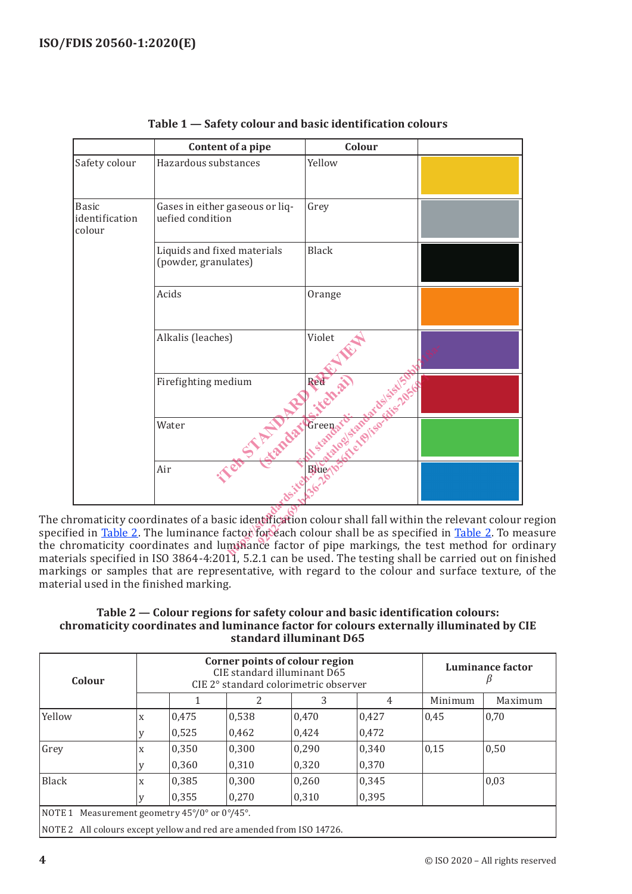**Table 1 — Safety colour and basic identification colours**

| | Content of a pipe | Colour | |
|---|---|---|---|
| Safety colour | Hazardous substances | Yellow | |
| Basic identification colour | Gases in either gaseous or liquefied condition | Grey | |
| | Liquids and fixed materials (powder, granulates) | Black | |
| | Acids | Orange | |
| | Alkalis (leaches) | Violet | |
| | Firefighting medium | Red | |
| | Water | Green | |
| | Air | Blue | |

The chromaticity coordinates of a basic identification colour shall fall within the relevant colour region specified in Table 2. The luminance factor for each colour shall be as specified in Table 2. To measure the chromaticity coordinates and luminance factor of pipe markings, the test method for ordinary materials specified in ISO 3864-4:2011, 5.2.1 can be used. The testing shall be carried out on finished markings or samples that are representative, with regard to the colour and surface texture, of the material used in the finished marking.

**Table 2 — Colour regions for safety colour and basic identification colours: chromaticity coordinates and luminance factor for colours externally illuminated by CIE standard illuminant D65**

| Colour | Corner points of colour region<br>CIE standard illuminant D65<br>CIE 2° standard colorimetric observer | | | | | Luminance factor<br>$\beta$ | |
|---|---|---|---|---|---|---|---|
| | | 1 | 2 | 3 | 4 | Minimum | Maximum |
| Yellow | x | 0,475 | 0,538 | 0,470 | 0,427 | 0,45 | 0,70 |
| | y | 0,525 | 0,462 | 0,424 | 0,472 | | |
| Grey | x | 0,350 | 0,300 | 0,290 | 0,340 | 0,15 | 0,50 |
| | y | 0,360 | 0,310 | 0,320 | 0,370 | | |
| Black | x | 0,385 | 0,300 | 0,260 | 0,345 | | 0,03 |
| | y | 0,355 | 0,270 | 0,310 | 0,395 | | |

NOTE 1 Measurement geometry 45°/0° or 0°/45°.

NOTE 2 All colours except yellow and red are amended from ISO 14726.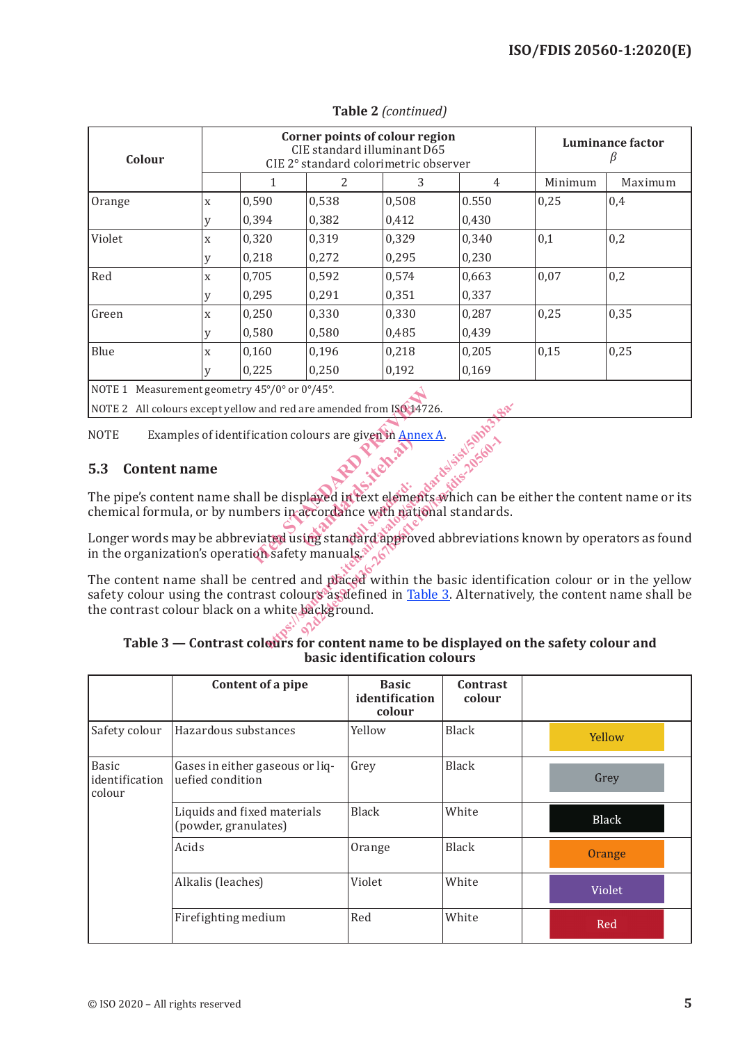**Table 2** *(continued)*

| Colour | Corner points of colour region<br>CIE standard illuminant D65<br>CIE 2° standard colorimetric observer | | | | | Luminance factor<br>$\beta$ | |
|---|---|---|---|---|---|---|---|
| | | 1 | 2 | 3 | 4 | Minimum | Maximum |
| Orange | x | 0,590 | 0,538 | 0,508 | 0.550 | 0,25 | 0,4 |
| | y | 0,394 | 0,382 | 0,412 | 0,430 | | |
| Violet | x | 0,320 | 0,319 | 0,329 | 0,340 | 0,1 | 0,2 |
| | y | 0,218 | 0,272 | 0,295 | 0,230 | | |
| Red | x | 0,705 | 0,592 | 0,574 | 0,663 | 0,07 | 0,2 |
| | y | 0,295 | 0,291 | 0,351 | 0,337 | | |
| Green | x | 0,250 | 0,330 | 0,330 | 0,287 | 0,25 | 0,35 |
| | y | 0,580 | 0,580 | 0,485 | 0,439 | | |
| Blue | x | 0,160 | 0,196 | 0,218 | 0,205 | 0,15 | 0,25 |
| | y | 0,225 | 0,250 | 0,192 | 0,169 | | |

NOTE 1 Measurement geometry 45°/0° or 0°/45°.

NOTE 2 All colours except yellow and red are amended from ISO 14726.

NOTE Examples of identification colours are given in Annex A.

## 5.3 Content name

The pipe's content name shall be displayed in text elements which can be either the content name or its chemical formula, or by numbers in accordance with national standards.

Longer words may be abbreviated using standard approved abbreviations known by operators as found in the organization's operation safety manuals.

The content name shall be centred and placed within the basic identification colour or in the yellow safety colour using the contrast colour as defined in Table 3. Alternatively, the content name shall be the contrast colour black on a white background.

**Table 3 — Contrast colours for content name to be displayed on the safety colour and basic identification colours**

| | Content of a pipe | Basic identification colour | Contrast colour | |
|---|---|---|---|---|
| Safety colour | Hazardous substances | Yellow | Black | Yellow |
| Basic identification colour | Gases in either gaseous or liquefied condition | Grey | Black | Grey |
| | Liquids and fixed materials (powder, granulates) | Black | White | Black |
| | Acids | Orange | Black | Orange |
| | Alkalis (leaches) | Violet | White | Violet |
| | Firefighting medium | Red | White | Red |